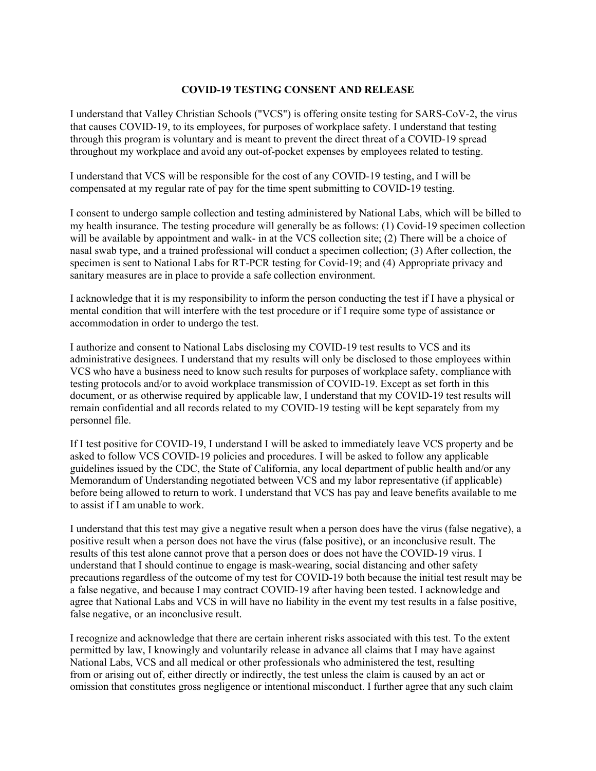**COVID-19 TESTING CONSENT AND RELEASE**

I understand that Valley Christian Schools ("VCS") is offering onsite testing for SARS-CoV-2, the virus that causes COVID-19, to its employees, for purposes of workplace safety. I understand that testing through this program is voluntary and is meant to prevent the direct threat of a COVID-19 spread throughout my workplace and avoid any out-of-pocket expenses by employees related to testing.

I understand that VCS will be responsible for the cost of any COVID-19 testing, and I will be compensated at my regular rate of pay for the time spent submitting to COVID-19 testing.

I consent to undergo sample collection and testing administered by National Labs, which will be billed to my health insurance. The testing procedure will generally be as follows: (1) Covid-19 specimen collection will be available by appointment and walk- in at the VCS collection site; (2) There will be a choice of nasal swab type, and a trained professional will conduct a specimen collection; (3) After collection, the specimen is sent to National Labs for RT-PCR testing for Covid-19; and (4) Appropriate privacy and sanitary measures are in place to provide a safe collection environment.

I acknowledge that it is my responsibility to inform the person conducting the test if I have a physical or mental condition that will interfere with the test procedure or if I require some type of assistance or accommodation in order to undergo the test.

I authorize and consent to National Labs disclosing my COVID-19 test results to VCS and its administrative designees. I understand that my results will only be disclosed to those employees within VCS who have a business need to know such results for purposes of workplace safety, compliance with testing protocols and/or to avoid workplace transmission of COVID-19. Except as set forth in this document, or as otherwise required by applicable law, I understand that my COVID-19 test results will remain confidential and all records related to my COVID-19 testing will be kept separately from my personnel file.

If I test positive for COVID-19, I understand I will be asked to immediately leave VCS property and be asked to follow VCS COVID-19 policies and procedures. I will be asked to follow any applicable guidelines issued by the CDC, the State of California, any local department of public health and/or any Memorandum of Understanding negotiated between VCS and my labor representative (if applicable) before being allowed to return to work. I understand that VCS has pay and leave benefits available to me to assist if I am unable to work.

I understand that this test may give a negative result when a person does have the virus (false negative), a positive result when a person does not have the virus (false positive), or an inconclusive result. The results of this test alone cannot prove that a person does or does not have the COVID-19 virus. I understand that I should continue to engage is mask-wearing, social distancing and other safety precautions regardless of the outcome of my test for COVID-19 both because the initial test result may be a false negative, and because I may contract COVID-19 after having been tested. I acknowledge and agree that National Labs and VCS in will have no liability in the event my test results in a false positive, false negative, or an inconclusive result.

I recognize and acknowledge that there are certain inherent risks associated with this test. To the extent permitted by law, I knowingly and voluntarily release in advance all claims that I may have against National Labs, VCS and all medical or other professionals who administered the test, resulting from or arising out of, either directly or indirectly, the test unless the claim is caused by an act or omission that constitutes gross negligence or intentional misconduct. I further agree that any such claim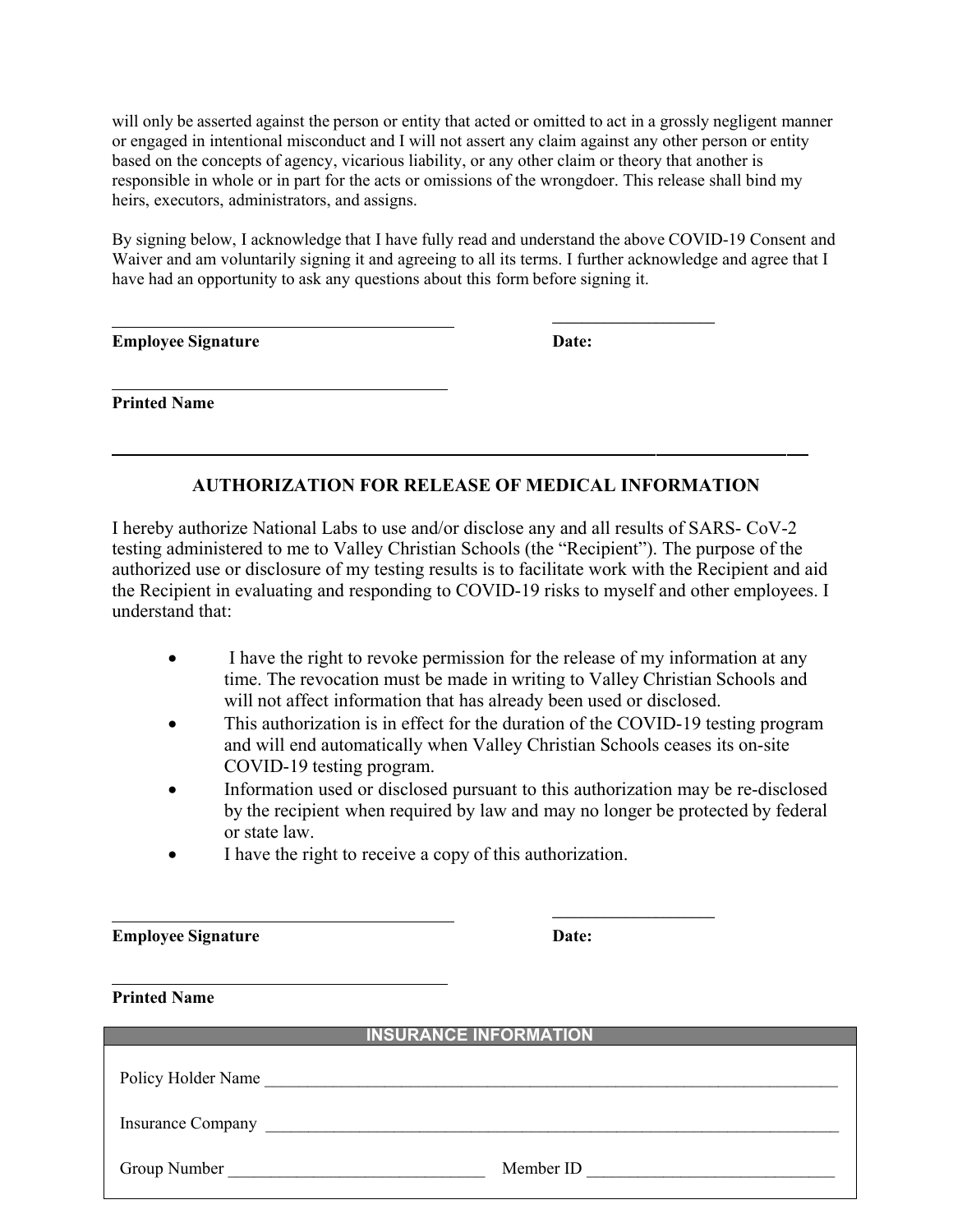will only be asserted against the person or entity that acted or omitted to act in a grossly negligent manner or engaged in intentional misconduct and I will not assert any claim against any other person or entity based on the concepts of agency, vicarious liability, or any other claim or theory that another is responsible in whole or in part for the acts or omissions of the wrongdoer. This release shall bind my heirs, executors, administrators, and assigns.

By signing below, I acknowledge that I have fully read and understand the above COVID-19 Consent and Waiver and am voluntarily signing it and agreeing to all its terms. I further acknowledge and agree that I have had an opportunity to ask any questions about this form before signing it.

_________________________________________ ___________________

**Employee Signature** **Date:**

_________________________________________

**Printed Name**

---

## AUTHORIZATION FOR RELEASE OF MEDICAL INFORMATION

I hereby authorize National Labs to use and/or disclose any and all results of SARS- CoV-2 testing administered to me to Valley Christian Schools (the "Recipient"). The purpose of the authorized use or disclosure of my testing results is to facilitate work with the Recipient and aid the Recipient in evaluating and responding to COVID-19 risks to myself and other employees. I understand that:

- I have the right to revoke permission for the release of my information at any time. The revocation must be made in writing to Valley Christian Schools and will not affect information that has already been used or disclosed.
- This authorization is in effect for the duration of the COVID-19 testing program and will end automatically when Valley Christian Schools ceases its on-site COVID-19 testing program.
- Information used or disclosed pursuant to this authorization may be re-disclosed by the recipient when required by law and may no longer be protected by federal or state law.
- I have the right to receive a copy of this authorization.

_________________________________________ ___________________

**Employee Signature** **Date:**

_________________________________________

**Printed Name**

**INSURANCE INFORMATION**

Policy Holder Name ______________________________________________________________________

Insurance Company ______________________________________________________________________

Group Number ______________________________ Member ID _____________________________